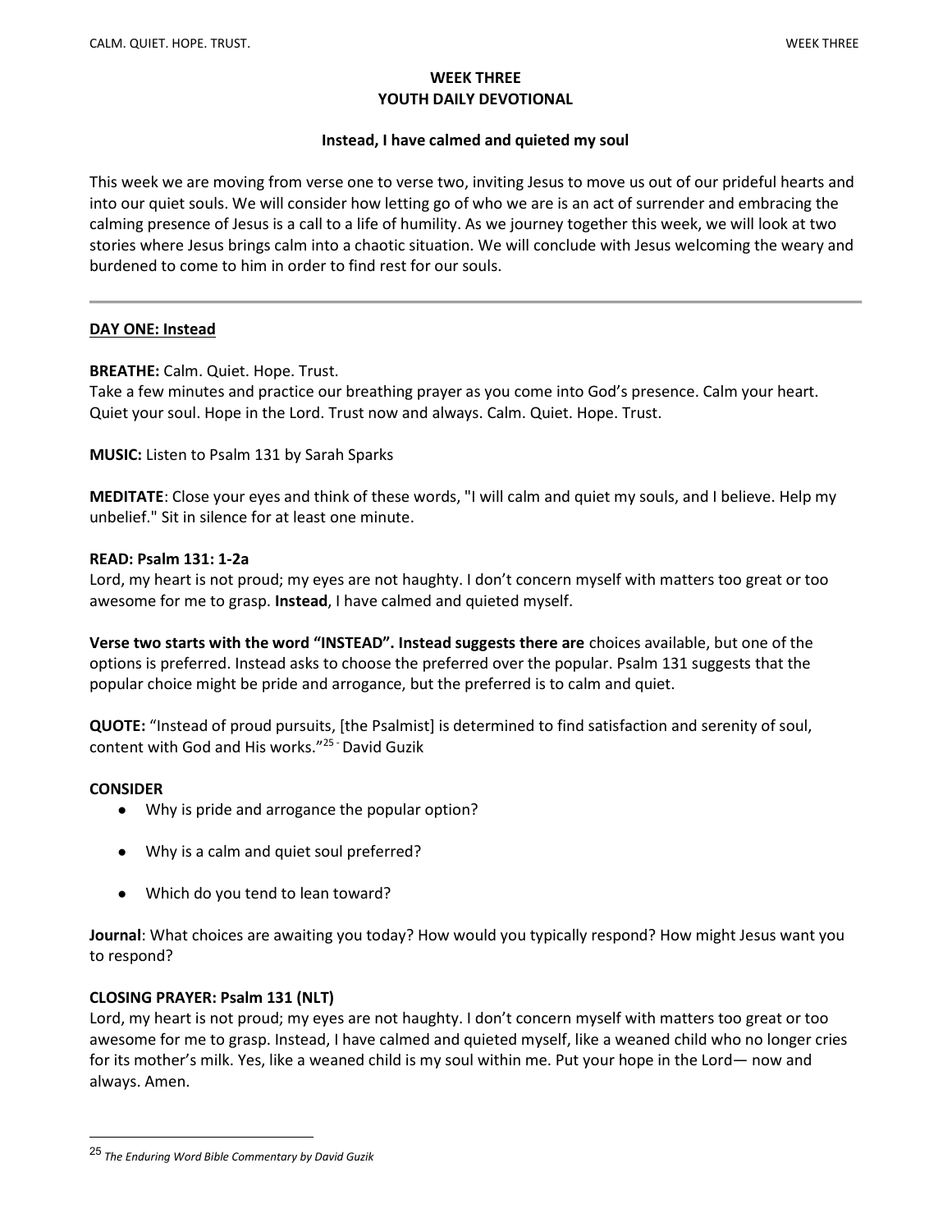# WEEK THREE
# YOUTH DAILY DEVOTIONAL

### Instead, I have calmed and quieted my soul

This week we are moving from verse one to verse two, inviting Jesus to move us out of our prideful hearts and into our quiet souls. We will consider how letting go of who we are is an act of surrender and embracing the calming presence of Jesus is a call to a life of humility. As we journey together this week, we will look at two stories where Jesus brings calm into a chaotic situation. We will conclude with Jesus welcoming the weary and burdened to come to him in order to find rest for our souls.

---

## DAY ONE: Instead

**BREATHE:** Calm. Quiet. Hope. Trust.
Take a few minutes and practice our breathing prayer as you come into God's presence. Calm your heart. Quiet your soul. Hope in the Lord. Trust now and always. Calm. Quiet. Hope. Trust.

**MUSIC:** Listen to Psalm 131 by Sarah Sparks

**MEDITATE**: Close your eyes and think of these words, "I will calm and quiet my souls, and I believe. Help my unbelief." Sit in silence for at least one minute.

**READ: Psalm 131: 1-2a**
Lord, my heart is not proud; my eyes are not haughty. I don't concern myself with matters too great or too awesome for me to grasp. **Instead**, I have calmed and quieted myself.

**Verse two starts with the word "INSTEAD". Instead suggests there are** choices available, but one of the options is preferred. Instead asks to choose the preferred over the popular. Psalm 131 suggests that the popular choice might be pride and arrogance, but the preferred is to calm and quiet.

**QUOTE:** "Instead of proud pursuits, [the Psalmist] is determined to find satisfaction and serenity of soul, content with God and His works."[25] - David Guzik

**CONSIDER**

- Why is pride and arrogance the popular option?
- Why is a calm and quiet soul preferred?
- Which do you tend to lean toward?

**Journal**: What choices are awaiting you today? How would you typically respond? How might Jesus want you to respond?

**CLOSING PRAYER: Psalm 131 (NLT)**
Lord, my heart is not proud; my eyes are not haughty. I don't concern myself with matters too great or too awesome for me to grasp. Instead, I have calmed and quieted myself, like a weaned child who no longer cries for its mother's milk. Yes, like a weaned child is my soul within me. Put your hope in the Lord— now and always. Amen.

---

[25] *The Enduring Word Bible Commentary by David Guzik*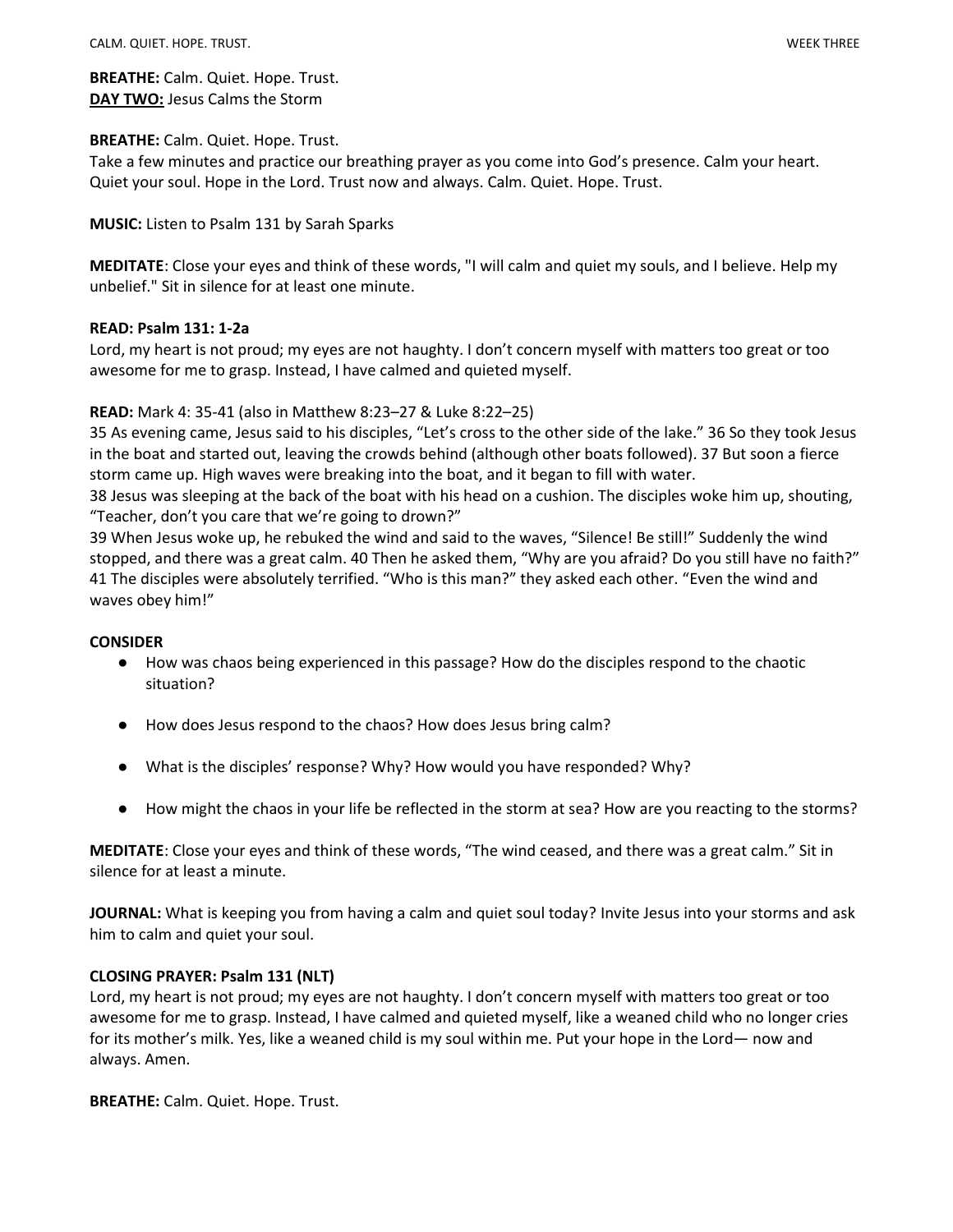**BREATHE:** Calm. Quiet. Hope. Trust.
**DAY TWO:** Jesus Calms the Storm

**BREATHE:** Calm. Quiet. Hope. Trust.
Take a few minutes and practice our breathing prayer as you come into God's presence. Calm your heart. Quiet your soul. Hope in the Lord. Trust now and always. Calm. Quiet. Hope. Trust.

**MUSIC:** Listen to Psalm 131 by Sarah Sparks

**MEDITATE**: Close your eyes and think of these words, "I will calm and quiet my souls, and I believe. Help my unbelief." Sit in silence for at least one minute.

**READ: Psalm 131: 1-2a**
Lord, my heart is not proud; my eyes are not haughty. I don't concern myself with matters too great or too awesome for me to grasp. Instead, I have calmed and quieted myself.

**READ:** Mark 4: 35-41 (also in Matthew 8:23–27 & Luke 8:22–25)
35 As evening came, Jesus said to his disciples, "Let's cross to the other side of the lake." 36 So they took Jesus in the boat and started out, leaving the crowds behind (although other boats followed). 37 But soon a fierce storm came up. High waves were breaking into the boat, and it began to fill with water.
38 Jesus was sleeping at the back of the boat with his head on a cushion. The disciples woke him up, shouting, "Teacher, don't you care that we're going to drown?"
39 When Jesus woke up, he rebuked the wind and said to the waves, "Silence! Be still!" Suddenly the wind stopped, and there was a great calm. 40 Then he asked them, "Why are you afraid? Do you still have no faith?" 41 The disciples were absolutely terrified. "Who is this man?" they asked each other. "Even the wind and waves obey him!"

**CONSIDER**

- How was chaos being experienced in this passage? How do the disciples respond to the chaotic situation?
- How does Jesus respond to the chaos? How does Jesus bring calm?
- What is the disciples' response? Why? How would you have responded? Why?
- How might the chaos in your life be reflected in the storm at sea? How are you reacting to the storms?

**MEDITATE**: Close your eyes and think of these words, "The wind ceased, and there was a great calm." Sit in silence for at least a minute.

**JOURNAL:** What is keeping you from having a calm and quiet soul today? Invite Jesus into your storms and ask him to calm and quiet your soul.

**CLOSING PRAYER: Psalm 131 (NLT)**
Lord, my heart is not proud; my eyes are not haughty. I don't concern myself with matters too great or too awesome for me to grasp. Instead, I have calmed and quieted myself, like a weaned child who no longer cries for its mother's milk. Yes, like a weaned child is my soul within me. Put your hope in the Lord— now and always. Amen.

**BREATHE:** Calm. Quiet. Hope. Trust.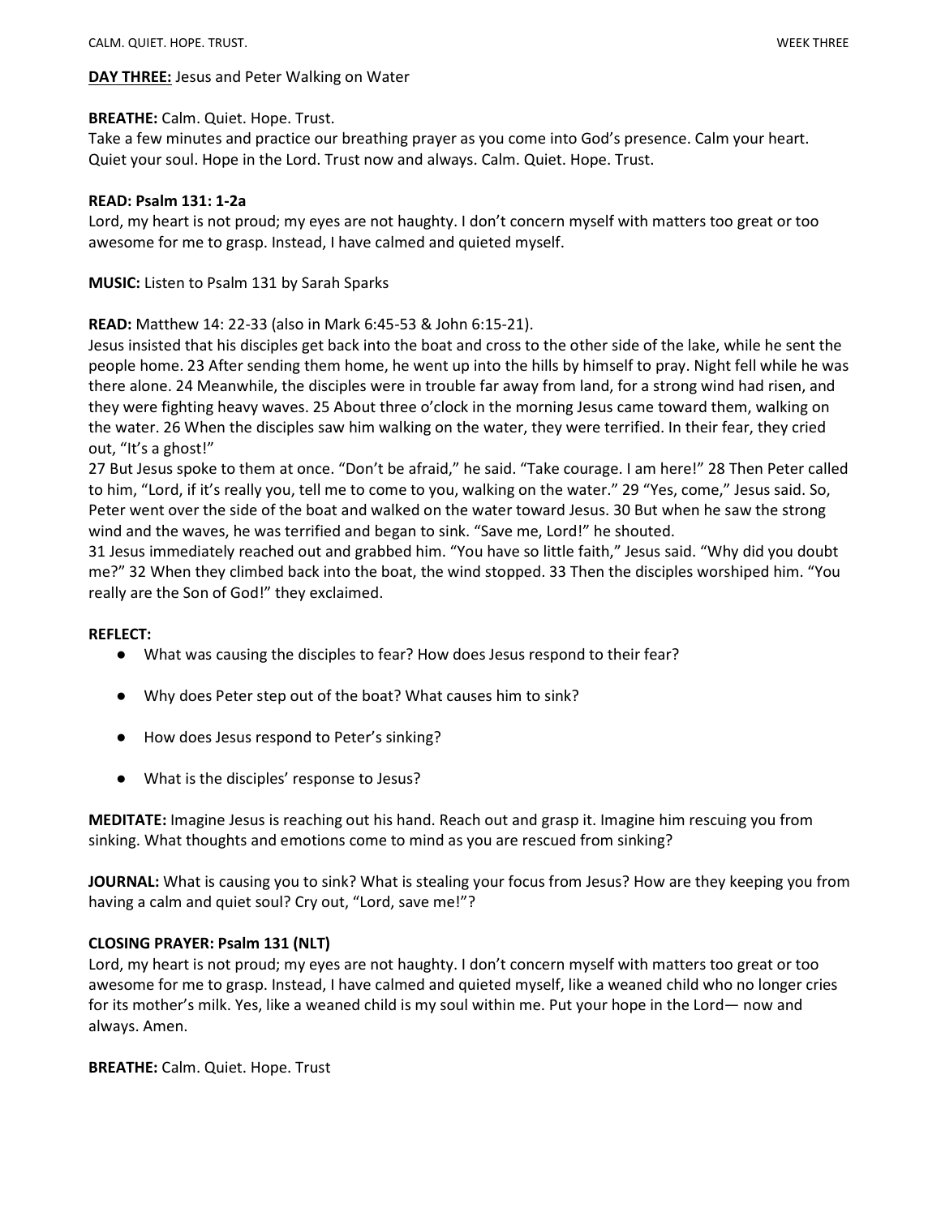**DAY THREE:** Jesus and Peter Walking on Water

**BREATHE:** Calm. Quiet. Hope. Trust.
Take a few minutes and practice our breathing prayer as you come into God's presence. Calm your heart. Quiet your soul. Hope in the Lord. Trust now and always. Calm. Quiet. Hope. Trust.

**READ: Psalm 131: 1-2a**
Lord, my heart is not proud; my eyes are not haughty. I don't concern myself with matters too great or too awesome for me to grasp. Instead, I have calmed and quieted myself.

**MUSIC:** Listen to Psalm 131 by Sarah Sparks

**READ:** Matthew 14: 22-33 (also in Mark 6:45-53 & John 6:15-21).
Jesus insisted that his disciples get back into the boat and cross to the other side of the lake, while he sent the people home. 23 After sending them home, he went up into the hills by himself to pray. Night fell while he was there alone. 24 Meanwhile, the disciples were in trouble far away from land, for a strong wind had risen, and they were fighting heavy waves. 25 About three o'clock in the morning Jesus came toward them, walking on the water. 26 When the disciples saw him walking on the water, they were terrified. In their fear, they cried out, "It's a ghost!"
27 But Jesus spoke to them at once. "Don't be afraid," he said. "Take courage. I am here!" 28 Then Peter called to him, "Lord, if it's really you, tell me to come to you, walking on the water." 29 "Yes, come," Jesus said. So, Peter went over the side of the boat and walked on the water toward Jesus. 30 But when he saw the strong wind and the waves, he was terrified and began to sink. "Save me, Lord!" he shouted.
31 Jesus immediately reached out and grabbed him. "You have so little faith," Jesus said. "Why did you doubt me?" 32 When they climbed back into the boat, the wind stopped. 33 Then the disciples worshiped him. "You really are the Son of God!" they exclaimed.

**REFLECT:**

- What was causing the disciples to fear? How does Jesus respond to their fear?
- Why does Peter step out of the boat? What causes him to sink?
- How does Jesus respond to Peter's sinking?
- What is the disciples' response to Jesus?

**MEDITATE:** Imagine Jesus is reaching out his hand. Reach out and grasp it. Imagine him rescuing you from sinking. What thoughts and emotions come to mind as you are rescued from sinking?

**JOURNAL:** What is causing you to sink? What is stealing your focus from Jesus? How are they keeping you from having a calm and quiet soul? Cry out, "Lord, save me!"?

**CLOSING PRAYER: Psalm 131 (NLT)**
Lord, my heart is not proud; my eyes are not haughty. I don't concern myself with matters too great or too awesome for me to grasp. Instead, I have calmed and quieted myself, like a weaned child who no longer cries for its mother's milk. Yes, like a weaned child is my soul within me. Put your hope in the Lord— now and always. Amen.

**BREATHE:** Calm. Quiet. Hope. Trust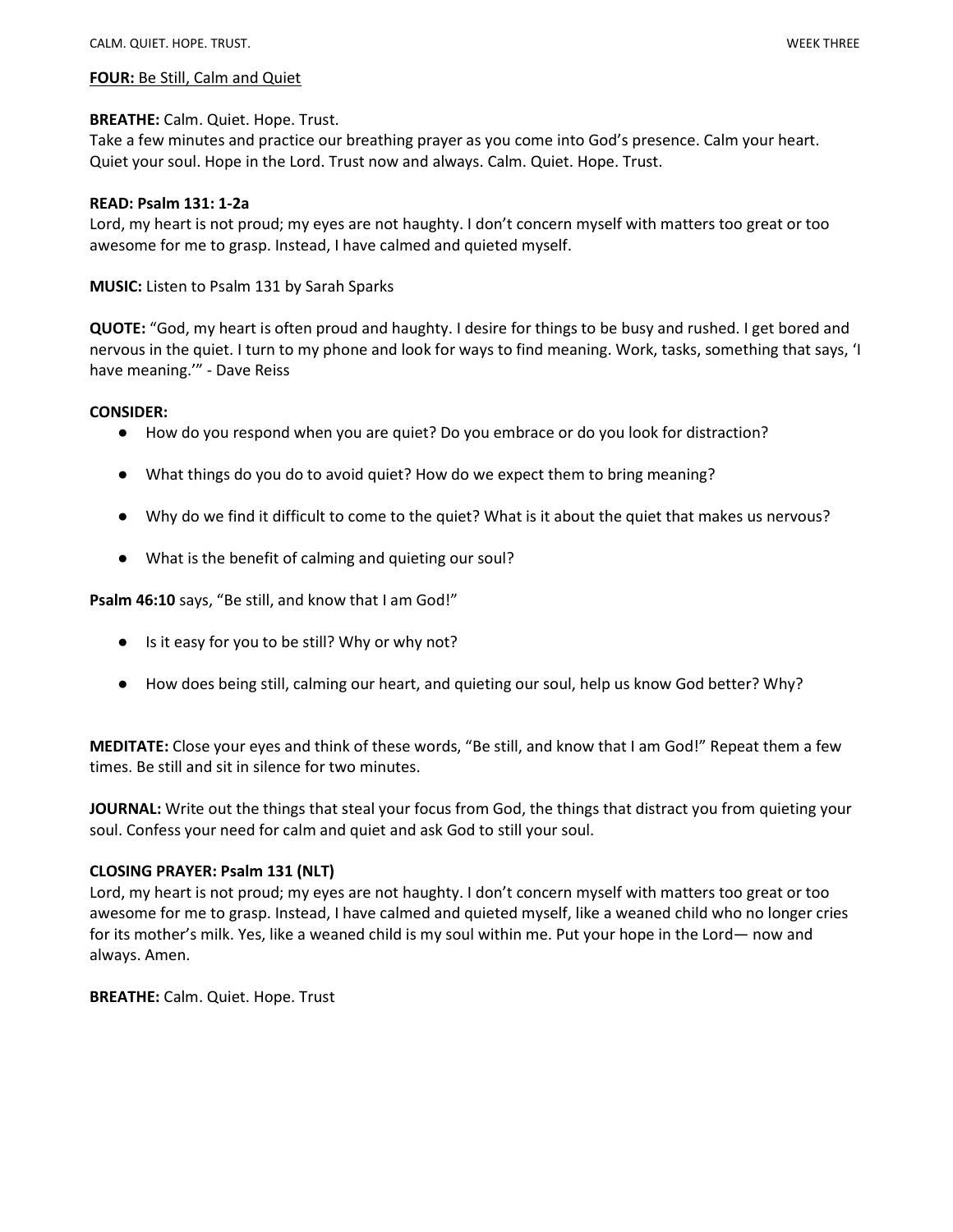**FOUR:** Be Still, Calm and Quiet

**BREATHE:** Calm. Quiet. Hope. Trust.
Take a few minutes and practice our breathing prayer as you come into God's presence. Calm your heart. Quiet your soul. Hope in the Lord. Trust now and always. Calm. Quiet. Hope. Trust.

**READ: Psalm 131: 1-2a**
Lord, my heart is not proud; my eyes are not haughty. I don't concern myself with matters too great or too awesome for me to grasp. Instead, I have calmed and quieted myself.

**MUSIC:** Listen to Psalm 131 by Sarah Sparks

**QUOTE:** "God, my heart is often proud and haughty. I desire for things to be busy and rushed. I get bored and nervous in the quiet. I turn to my phone and look for ways to find meaning. Work, tasks, something that says, 'I have meaning.'" - Dave Reiss

**CONSIDER:**

- How do you respond when you are quiet? Do you embrace or do you look for distraction?
- What things do you do to avoid quiet? How do we expect them to bring meaning?
- Why do we find it difficult to come to the quiet? What is it about the quiet that makes us nervous?
- What is the benefit of calming and quieting our soul?

**Psalm 46:10** says, "Be still, and know that I am God!"

- Is it easy for you to be still? Why or why not?
- How does being still, calming our heart, and quieting our soul, help us know God better? Why?

**MEDITATE:** Close your eyes and think of these words, "Be still, and know that I am God!" Repeat them a few times. Be still and sit in silence for two minutes.

**JOURNAL:** Write out the things that steal your focus from God, the things that distract you from quieting your soul. Confess your need for calm and quiet and ask God to still your soul.

**CLOSING PRAYER: Psalm 131 (NLT)**
Lord, my heart is not proud; my eyes are not haughty. I don't concern myself with matters too great or too awesome for me to grasp. Instead, I have calmed and quieted myself, like a weaned child who no longer cries for its mother's milk. Yes, like a weaned child is my soul within me. Put your hope in the Lord— now and always. Amen.

**BREATHE:** Calm. Quiet. Hope. Trust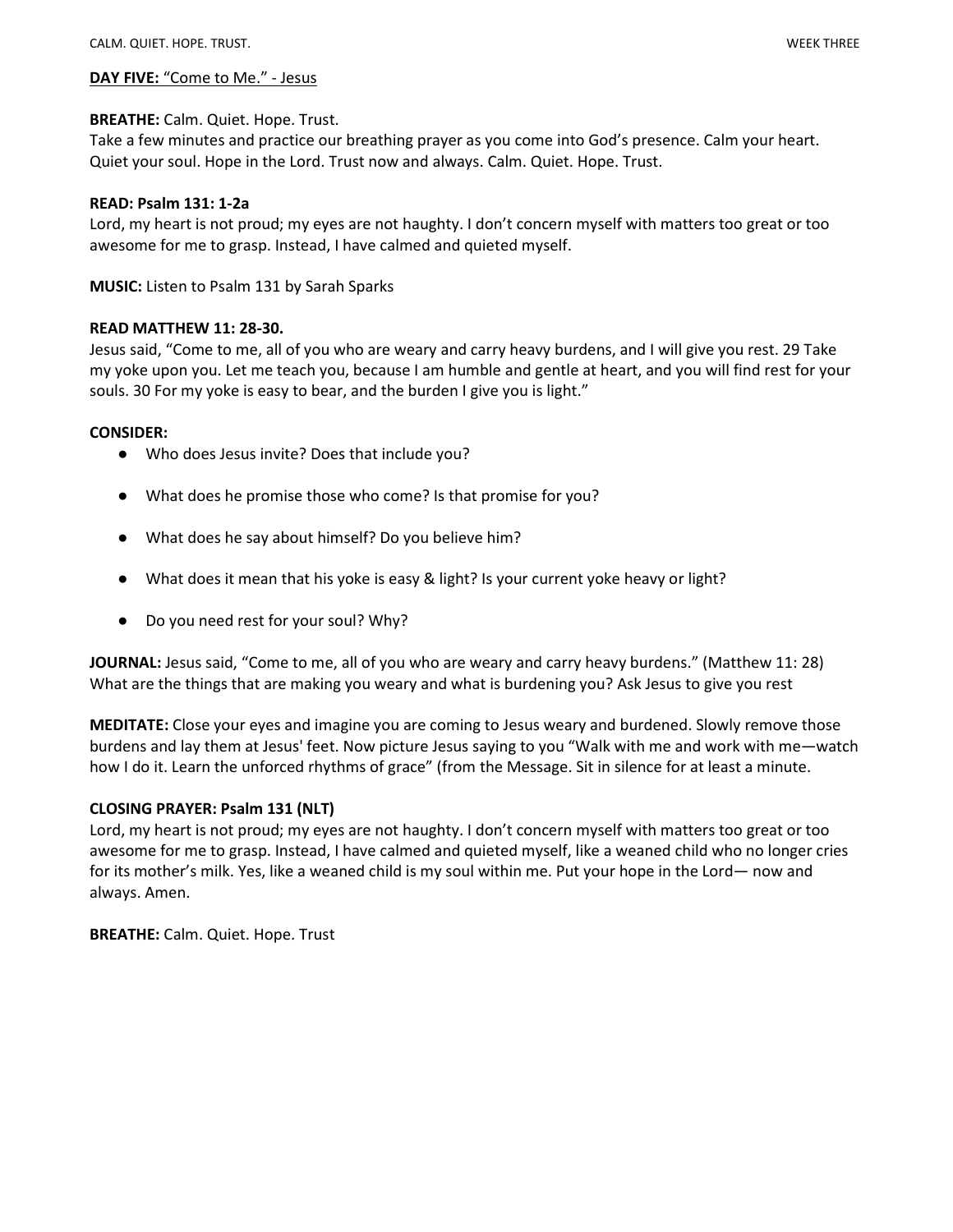**DAY FIVE:** "Come to Me." - Jesus

**BREATHE:** Calm. Quiet. Hope. Trust.
Take a few minutes and practice our breathing prayer as you come into God's presence. Calm your heart. Quiet your soul. Hope in the Lord. Trust now and always. Calm. Quiet. Hope. Trust.

**READ: Psalm 131: 1-2a**
Lord, my heart is not proud; my eyes are not haughty. I don't concern myself with matters too great or too awesome for me to grasp. Instead, I have calmed and quieted myself.

**MUSIC:** Listen to Psalm 131 by Sarah Sparks

**READ MATTHEW 11: 28-30.**
Jesus said, "Come to me, all of you who are weary and carry heavy burdens, and I will give you rest. 29 Take my yoke upon you. Let me teach you, because I am humble and gentle at heart, and you will find rest for your souls. 30 For my yoke is easy to bear, and the burden I give you is light."

**CONSIDER:**

- Who does Jesus invite? Does that include you?
- What does he promise those who come? Is that promise for you?
- What does he say about himself? Do you believe him?
- What does it mean that his yoke is easy & light? Is your current yoke heavy or light?
- Do you need rest for your soul? Why?

**JOURNAL:** Jesus said, "Come to me, all of you who are weary and carry heavy burdens." (Matthew 11: 28) What are the things that are making you weary and what is burdening you? Ask Jesus to give you rest

**MEDITATE:** Close your eyes and imagine you are coming to Jesus weary and burdened. Slowly remove those burdens and lay them at Jesus' feet. Now picture Jesus saying to you "Walk with me and work with me—watch how I do it. Learn the unforced rhythms of grace" (from the Message. Sit in silence for at least a minute.

**CLOSING PRAYER: Psalm 131 (NLT)**
Lord, my heart is not proud; my eyes are not haughty. I don't concern myself with matters too great or too awesome for me to grasp. Instead, I have calmed and quieted myself, like a weaned child who no longer cries for its mother's milk. Yes, like a weaned child is my soul within me. Put your hope in the Lord— now and always. Amen.

**BREATHE:** Calm. Quiet. Hope. Trust